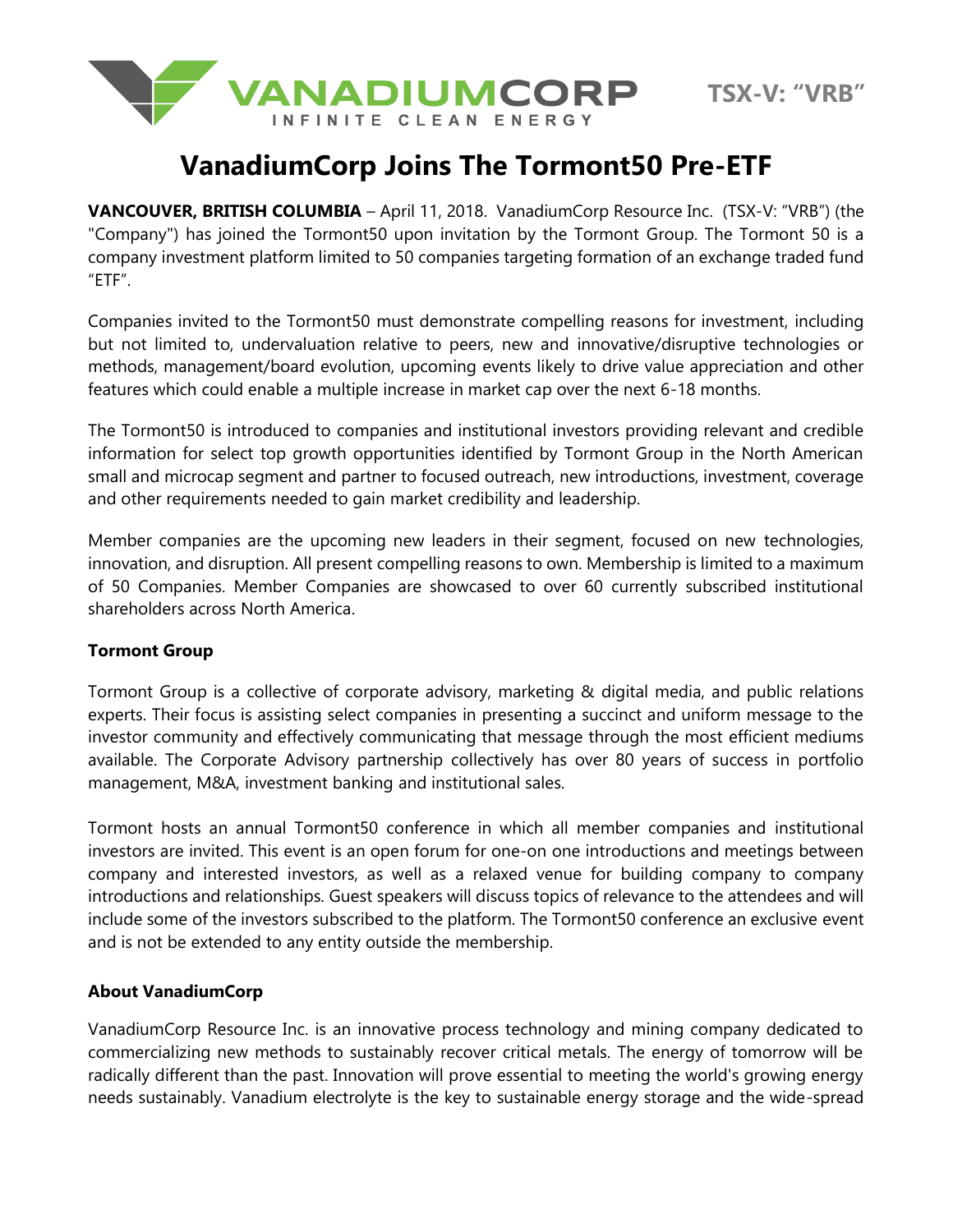VANADIUMCORP
INFINITE CLEAN ENERGY

TSX-V: "VRB"

# VanadiumCorp Joins The Tormont50 Pre-ETF

**VANCOUVER, BRITISH COLUMBIA** – April 11, 2018. VanadiumCorp Resource Inc. (TSX-V: "VRB") (the "Company") has joined the Tormont50 upon invitation by the Tormont Group. The Tormont 50 is a company investment platform limited to 50 companies targeting formation of an exchange traded fund "ETF".

Companies invited to the Tormont50 must demonstrate compelling reasons for investment, including but not limited to, undervaluation relative to peers, new and innovative/disruptive technologies or methods, management/board evolution, upcoming events likely to drive value appreciation and other features which could enable a multiple increase in market cap over the next 6-18 months.

The Tormont50 is introduced to companies and institutional investors providing relevant and credible information for select top growth opportunities identified by Tormont Group in the North American small and microcap segment and partner to focused outreach, new introductions, investment, coverage and other requirements needed to gain market credibility and leadership.

Member companies are the upcoming new leaders in their segment, focused on new technologies, innovation, and disruption. All present compelling reasons to own. Membership is limited to a maximum of 50 Companies. Member Companies are showcased to over 60 currently subscribed institutional shareholders across North America.

**Tormont Group**

Tormont Group is a collective of corporate advisory, marketing & digital media, and public relations experts. Their focus is assisting select companies in presenting a succinct and uniform message to the investor community and effectively communicating that message through the most efficient mediums available. The Corporate Advisory partnership collectively has over 80 years of success in portfolio management, M&A, investment banking and institutional sales.

Tormont hosts an annual Tormont50 conference in which all member companies and institutional investors are invited. This event is an open forum for one-on one introductions and meetings between company and interested investors, as well as a relaxed venue for building company to company introductions and relationships. Guest speakers will discuss topics of relevance to the attendees and will include some of the investors subscribed to the platform. The Tormont50 conference an exclusive event and is not be extended to any entity outside the membership.

**About VanadiumCorp**

VanadiumCorp Resource Inc. is an innovative process technology and mining company dedicated to commercializing new methods to sustainably recover critical metals. The energy of tomorrow will be radically different than the past. Innovation will prove essential to meeting the world's growing energy needs sustainably. Vanadium electrolyte is the key to sustainable energy storage and the wide-spread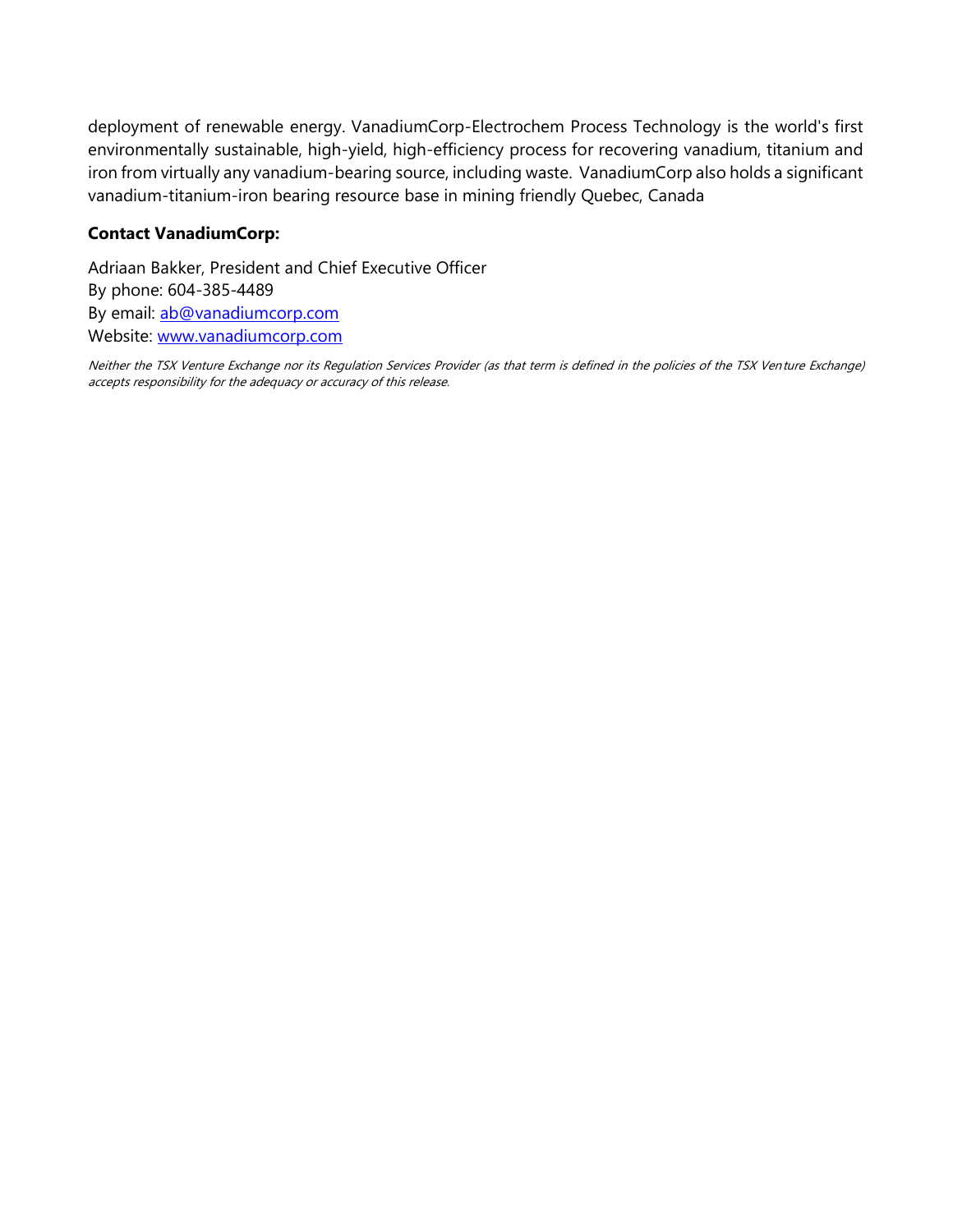deployment of renewable energy. VanadiumCorp-Electrochem Process Technology is the world's first environmentally sustainable, high-yield, high-efficiency process for recovering vanadium, titanium and iron from virtually any vanadium-bearing source, including waste. VanadiumCorp also holds a significant vanadium-titanium-iron bearing resource base in mining friendly Quebec, Canada

**Contact VanadiumCorp:**

Adriaan Bakker, President and Chief Executive Officer
By phone: 604-385-4489
By email: [ab@vanadiumcorp.com](mailto:ab@vanadiumcorp.com)
Website: [www.vanadiumcorp.com](http://www.vanadiumcorp.com)

*Neither the TSX Venture Exchange nor its Regulation Services Provider (as that term is defined in the policies of the TSX Venture Exchange) accepts responsibility for the adequacy or accuracy of this release.*